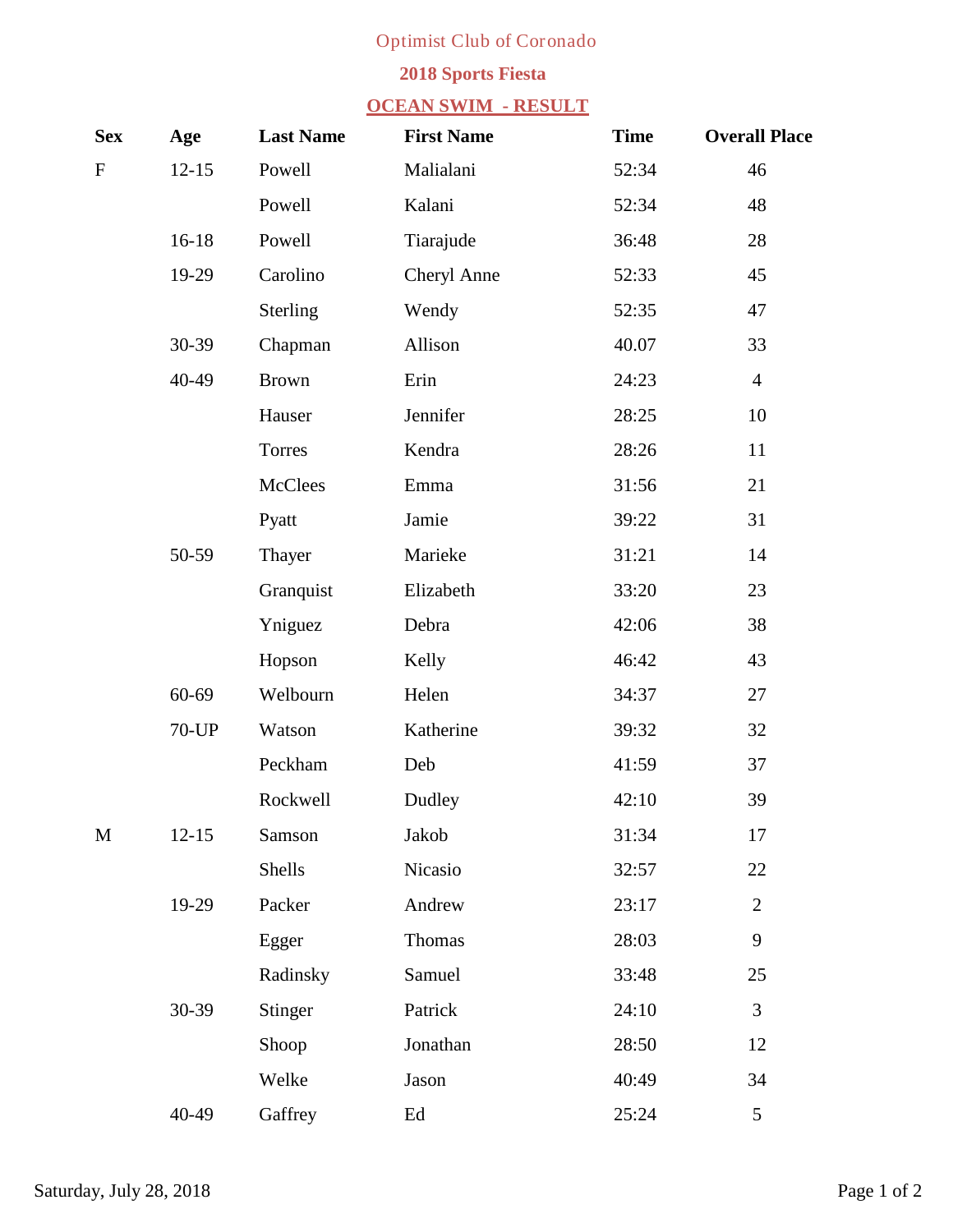# Optimist Club of Coronado

## 2018 Sports Fiesta

### OCEAN SWIM - RESULT

| Sex | Age | Last Name | First Name | Time | Overall Place |
|---|---|---|---|---|---|
| F | 12-15 | Powell | Malialani | 52:34 | 46 |
| | | Powell | Kalani | 52:34 | 48 |
| | 16-18 | Powell | Tiarajude | 36:48 | 28 |
| | 19-29 | Carolino | Cheryl Anne | 52:33 | 45 |
| | | Sterling | Wendy | 52:35 | 47 |
| | 30-39 | Chapman | Allison | 40.07 | 33 |
| | 40-49 | Brown | Erin | 24:23 | 4 |
| | | Hauser | Jennifer | 28:25 | 10 |
| | | Torres | Kendra | 28:26 | 11 |
| | | McClees | Emma | 31:56 | 21 |
| | | Pyatt | Jamie | 39:22 | 31 |
| | 50-59 | Thayer | Marieke | 31:21 | 14 |
| | | Granquist | Elizabeth | 33:20 | 23 |
| | | Yniguez | Debra | 42:06 | 38 |
| | | Hopson | Kelly | 46:42 | 43 |
| | 60-69 | Welbourn | Helen | 34:37 | 27 |
| | 70-UP | Watson | Katherine | 39:32 | 32 |
| | | Peckham | Deb | 41:59 | 37 |
| | | Rockwell | Dudley | 42:10 | 39 |
| M | 12-15 | Samson | Jakob | 31:34 | 17 |
| | | Shells | Nicasio | 32:57 | 22 |
| | 19-29 | Packer | Andrew | 23:17 | 2 |
| | | Egger | Thomas | 28:03 | 9 |
| | | Radinsky | Samuel | 33:48 | 25 |
| | 30-39 | Stinger | Patrick | 24:10 | 3 |
| | | Shoop | Jonathan | 28:50 | 12 |
| | | Welke | Jason | 40:49 | 34 |
| | 40-49 | Gaffrey | Ed | 25:24 | 5 |

Saturday, July 28, 2018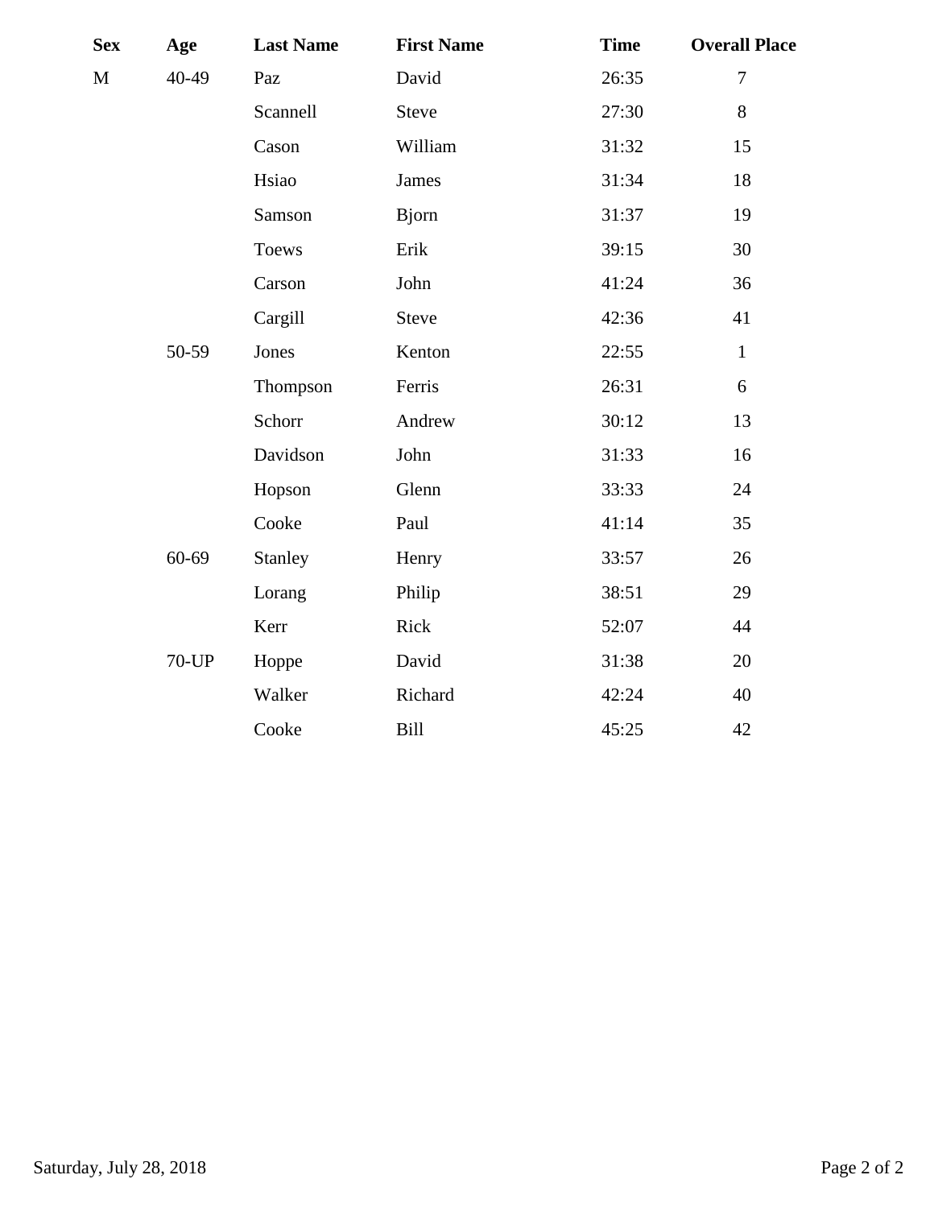| Sex | Age | Last Name | First Name | Time | Overall Place |
| --- | --- | --- | --- | --- | --- |
| M | 40-49 | Paz | David | 26:35 | 7 |
| | | Scannell | Steve | 27:30 | 8 |
| | | Cason | William | 31:32 | 15 |
| | | Hsiao | James | 31:34 | 18 |
| | | Samson | Bjorn | 31:37 | 19 |
| | | Toews | Erik | 39:15 | 30 |
| | | Carson | John | 41:24 | 36 |
| | | Cargill | Steve | 42:36 | 41 |
| | 50-59 | Jones | Kenton | 22:55 | 1 |
| | | Thompson | Ferris | 26:31 | 6 |
| | | Schorr | Andrew | 30:12 | 13 |
| | | Davidson | John | 31:33 | 16 |
| | | Hopson | Glenn | 33:33 | 24 |
| | | Cooke | Paul | 41:14 | 35 |
| | 60-69 | Stanley | Henry | 33:57 | 26 |
| | | Lorang | Philip | 38:51 | 29 |
| | | Kerr | Rick | 52:07 | 44 |
| | 70-UP | Hoppe | David | 31:38 | 20 |
| | | Walker | Richard | 42:24 | 40 |
| | | Cooke | Bill | 45:25 | 42 |

Saturday, July 28, 2018